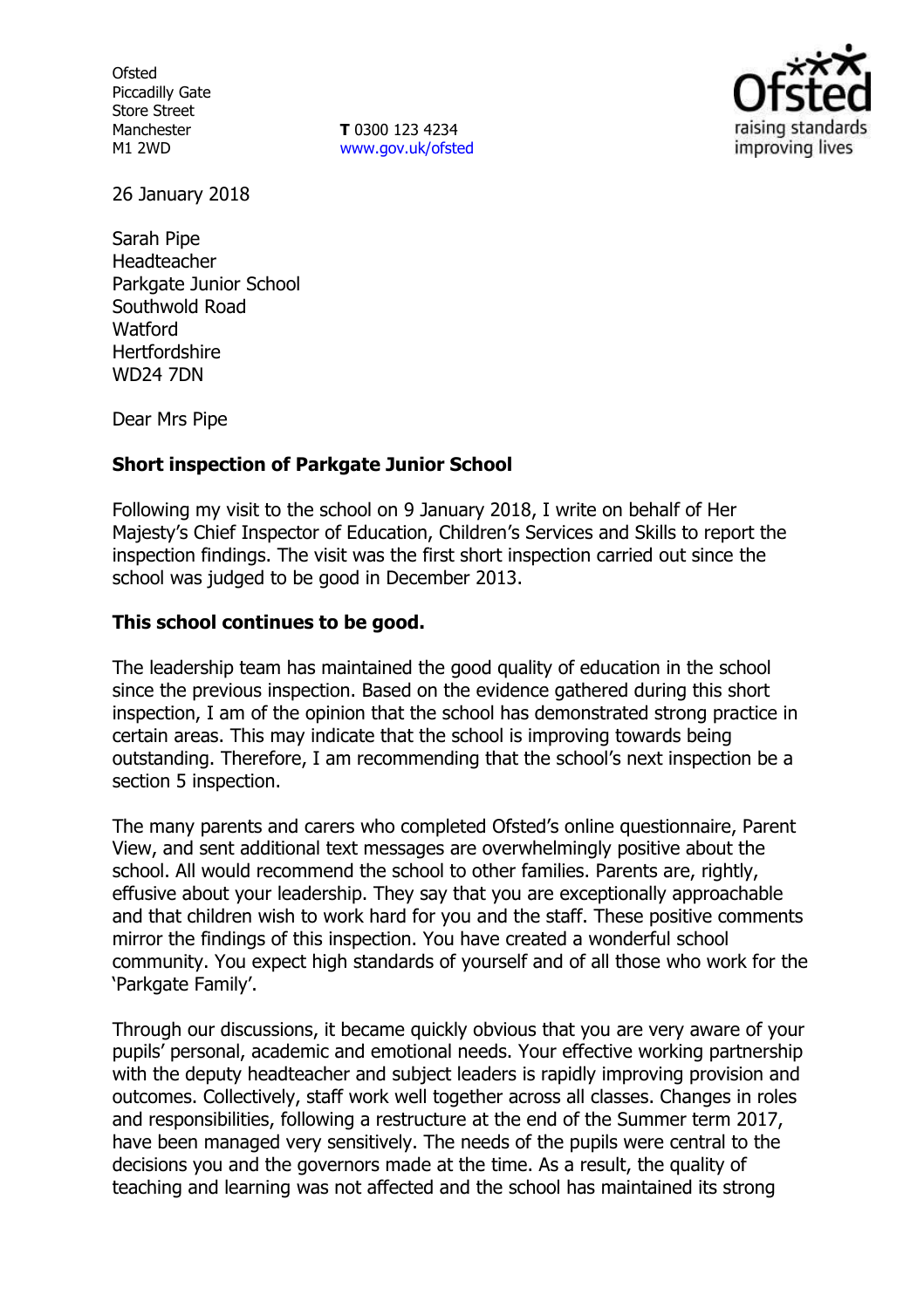Ofsted
Piccadilly Gate
Store Street
Manchester
M1 2WD

**T** 0300 123 4234
www.gov.uk/ofsted

26 January 2018

Sarah Pipe
Headteacher
Parkgate Junior School
Southwold Road
Watford
Hertfordshire
WD24 7DN

Dear Mrs Pipe

**Short inspection of Parkgate Junior School**

Following my visit to the school on 9 January 2018, I write on behalf of Her Majesty's Chief Inspector of Education, Children's Services and Skills to report the inspection findings. The visit was the first short inspection carried out since the school was judged to be good in December 2013.

**This school continues to be good.**

The leadership team has maintained the good quality of education in the school since the previous inspection. Based on the evidence gathered during this short inspection, I am of the opinion that the school has demonstrated strong practice in certain areas. This may indicate that the school is improving towards being outstanding. Therefore, I am recommending that the school's next inspection be a section 5 inspection.

The many parents and carers who completed Ofsted's online questionnaire, Parent View, and sent additional text messages are overwhelmingly positive about the school. All would recommend the school to other families. Parents are, rightly, effusive about your leadership. They say that you are exceptionally approachable and that children wish to work hard for you and the staff. These positive comments mirror the findings of this inspection. You have created a wonderful school community. You expect high standards of yourself and of all those who work for the 'Parkgate Family'.

Through our discussions, it became quickly obvious that you are very aware of your pupils' personal, academic and emotional needs. Your effective working partnership with the deputy headteacher and subject leaders is rapidly improving provision and outcomes. Collectively, staff work well together across all classes. Changes in roles and responsibilities, following a restructure at the end of the Summer term 2017, have been managed very sensitively. The needs of the pupils were central to the decisions you and the governors made at the time. As a result, the quality of teaching and learning was not affected and the school has maintained its strong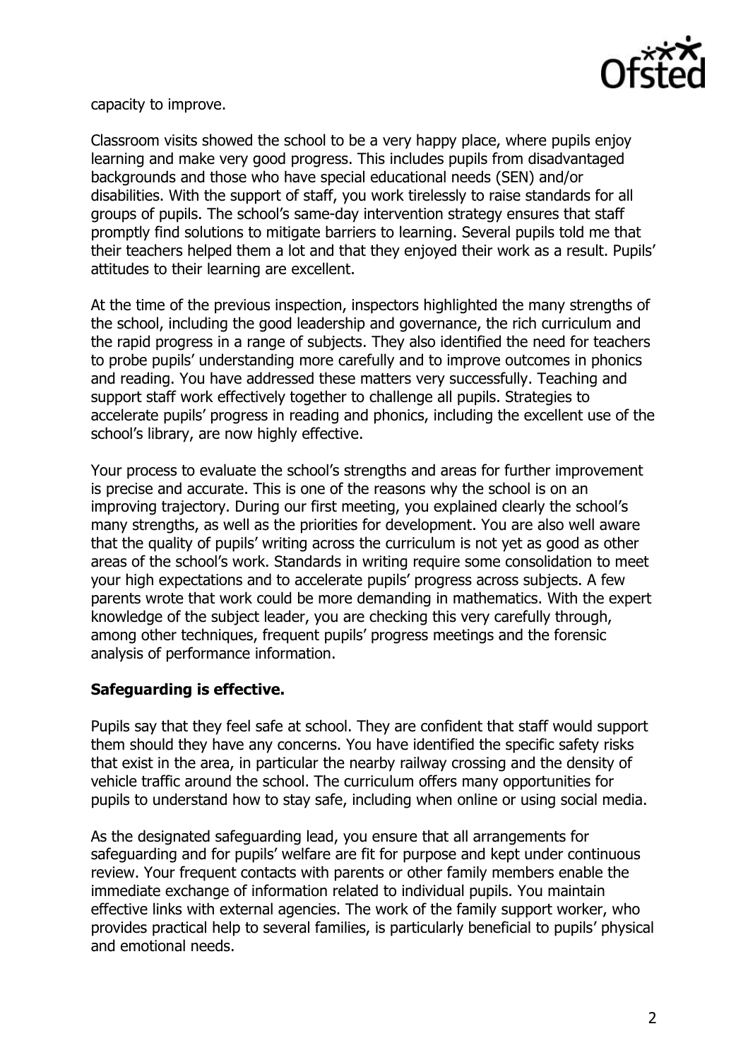capacity to improve.

Classroom visits showed the school to be a very happy place, where pupils enjoy learning and make very good progress. This includes pupils from disadvantaged backgrounds and those who have special educational needs (SEN) and/or disabilities. With the support of staff, you work tirelessly to raise standards for all groups of pupils. The school's same-day intervention strategy ensures that staff promptly find solutions to mitigate barriers to learning. Several pupils told me that their teachers helped them a lot and that they enjoyed their work as a result. Pupils' attitudes to their learning are excellent.

At the time of the previous inspection, inspectors highlighted the many strengths of the school, including the good leadership and governance, the rich curriculum and the rapid progress in a range of subjects. They also identified the need for teachers to probe pupils' understanding more carefully and to improve outcomes in phonics and reading. You have addressed these matters very successfully. Teaching and support staff work effectively together to challenge all pupils. Strategies to accelerate pupils' progress in reading and phonics, including the excellent use of the school's library, are now highly effective.

Your process to evaluate the school's strengths and areas for further improvement is precise and accurate. This is one of the reasons why the school is on an improving trajectory. During our first meeting, you explained clearly the school's many strengths, as well as the priorities for development. You are also well aware that the quality of pupils' writing across the curriculum is not yet as good as other areas of the school's work. Standards in writing require some consolidation to meet your high expectations and to accelerate pupils' progress across subjects. A few parents wrote that work could be more demanding in mathematics. With the expert knowledge of the subject leader, you are checking this very carefully through, among other techniques, frequent pupils' progress meetings and the forensic analysis of performance information.

**Safeguarding is effective.**

Pupils say that they feel safe at school. They are confident that staff would support them should they have any concerns. You have identified the specific safety risks that exist in the area, in particular the nearby railway crossing and the density of vehicle traffic around the school. The curriculum offers many opportunities for pupils to understand how to stay safe, including when online or using social media.

As the designated safeguarding lead, you ensure that all arrangements for safeguarding and for pupils' welfare are fit for purpose and kept under continuous review. Your frequent contacts with parents or other family members enable the immediate exchange of information related to individual pupils. You maintain effective links with external agencies. The work of the family support worker, who provides practical help to several families, is particularly beneficial to pupils' physical and emotional needs.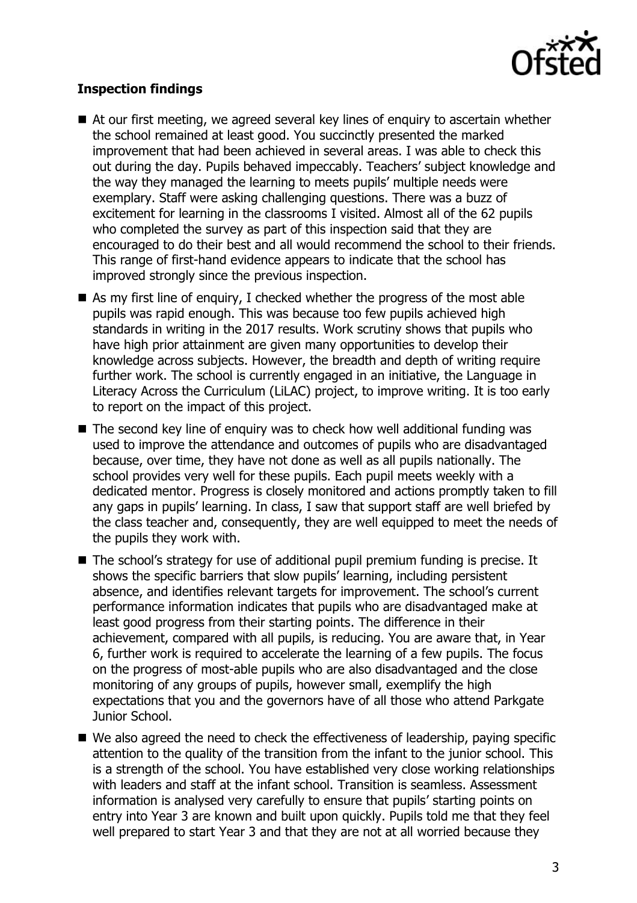**Inspection findings**

- At our first meeting, we agreed several key lines of enquiry to ascertain whether the school remained at least good. You succinctly presented the marked improvement that had been achieved in several areas. I was able to check this out during the day. Pupils behaved impeccably. Teachers' subject knowledge and the way they managed the learning to meets pupils' multiple needs were exemplary. Staff were asking challenging questions. There was a buzz of excitement for learning in the classrooms I visited. Almost all of the 62 pupils who completed the survey as part of this inspection said that they are encouraged to do their best and all would recommend the school to their friends. This range of first-hand evidence appears to indicate that the school has improved strongly since the previous inspection.
- As my first line of enquiry, I checked whether the progress of the most able pupils was rapid enough. This was because too few pupils achieved high standards in writing in the 2017 results. Work scrutiny shows that pupils who have high prior attainment are given many opportunities to develop their knowledge across subjects. However, the breadth and depth of writing require further work. The school is currently engaged in an initiative, the Language in Literacy Across the Curriculum (LiLAC) project, to improve writing. It is too early to report on the impact of this project.
- The second key line of enquiry was to check how well additional funding was used to improve the attendance and outcomes of pupils who are disadvantaged because, over time, they have not done as well as all pupils nationally. The school provides very well for these pupils. Each pupil meets weekly with a dedicated mentor. Progress is closely monitored and actions promptly taken to fill any gaps in pupils' learning. In class, I saw that support staff are well briefed by the class teacher and, consequently, they are well equipped to meet the needs of the pupils they work with.
- The school's strategy for use of additional pupil premium funding is precise. It shows the specific barriers that slow pupils' learning, including persistent absence, and identifies relevant targets for improvement. The school's current performance information indicates that pupils who are disadvantaged make at least good progress from their starting points. The difference in their achievement, compared with all pupils, is reducing. You are aware that, in Year 6, further work is required to accelerate the learning of a few pupils. The focus on the progress of most-able pupils who are also disadvantaged and the close monitoring of any groups of pupils, however small, exemplify the high expectations that you and the governors have of all those who attend Parkgate Junior School.
- We also agreed the need to check the effectiveness of leadership, paying specific attention to the quality of the transition from the infant to the junior school. This is a strength of the school. You have established very close working relationships with leaders and staff at the infant school. Transition is seamless. Assessment information is analysed very carefully to ensure that pupils' starting points on entry into Year 3 are known and built upon quickly. Pupils told me that they feel well prepared to start Year 3 and that they are not at all worried because they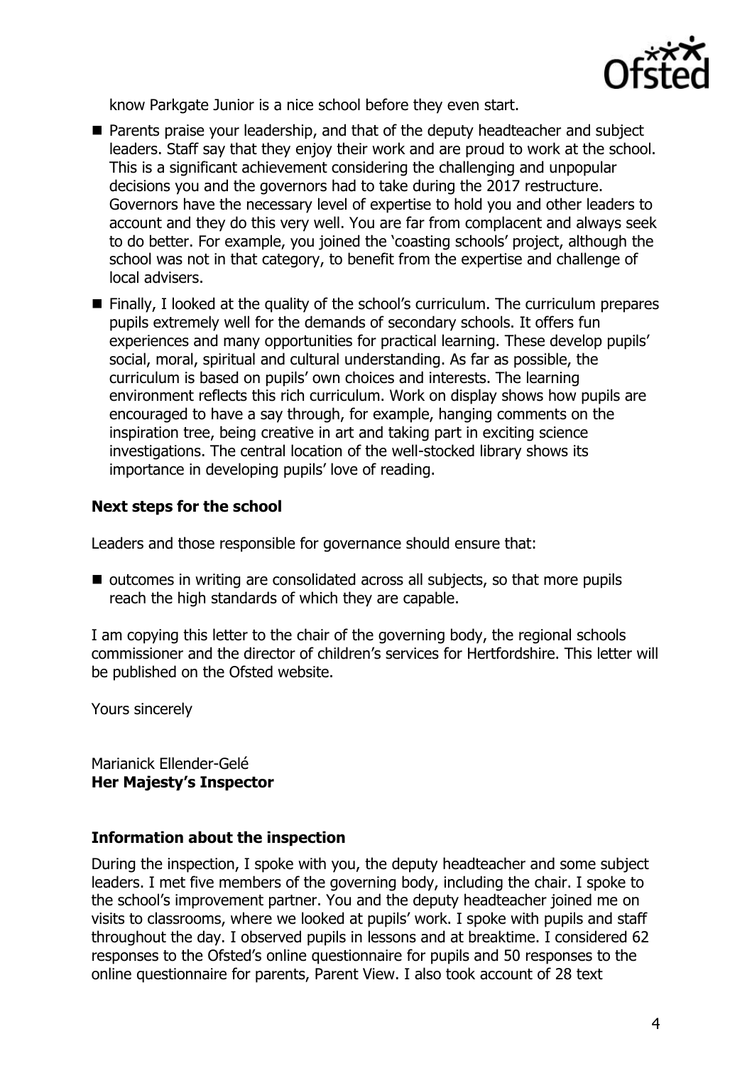know Parkgate Junior is a nice school before they even start.

- Parents praise your leadership, and that of the deputy headteacher and subject leaders. Staff say that they enjoy their work and are proud to work at the school. This is a significant achievement considering the challenging and unpopular decisions you and the governors had to take during the 2017 restructure. Governors have the necessary level of expertise to hold you and other leaders to account and they do this very well. You are far from complacent and always seek to do better. For example, you joined the 'coasting schools' project, although the school was not in that category, to benefit from the expertise and challenge of local advisers.
- Finally, I looked at the quality of the school's curriculum. The curriculum prepares pupils extremely well for the demands of secondary schools. It offers fun experiences and many opportunities for practical learning. These develop pupils' social, moral, spiritual and cultural understanding. As far as possible, the curriculum is based on pupils' own choices and interests. The learning environment reflects this rich curriculum. Work on display shows how pupils are encouraged to have a say through, for example, hanging comments on the inspiration tree, being creative in art and taking part in exciting science investigations. The central location of the well-stocked library shows its importance in developing pupils' love of reading.

## Next steps for the school

Leaders and those responsible for governance should ensure that:

- outcomes in writing are consolidated across all subjects, so that more pupils reach the high standards of which they are capable.

I am copying this letter to the chair of the governing body, the regional schools commissioner and the director of children's services for Hertfordshire. This letter will be published on the Ofsted website.

Yours sincerely

Marianick Ellender-Gelé
**Her Majesty's Inspector**

## Information about the inspection

During the inspection, I spoke with you, the deputy headteacher and some subject leaders. I met five members of the governing body, including the chair. I spoke to the school's improvement partner. You and the deputy headteacher joined me on visits to classrooms, where we looked at pupils' work. I spoke with pupils and staff throughout the day. I observed pupils in lessons and at breaktime. I considered 62 responses to the Ofsted's online questionnaire for pupils and 50 responses to the online questionnaire for parents, Parent View. I also took account of 28 text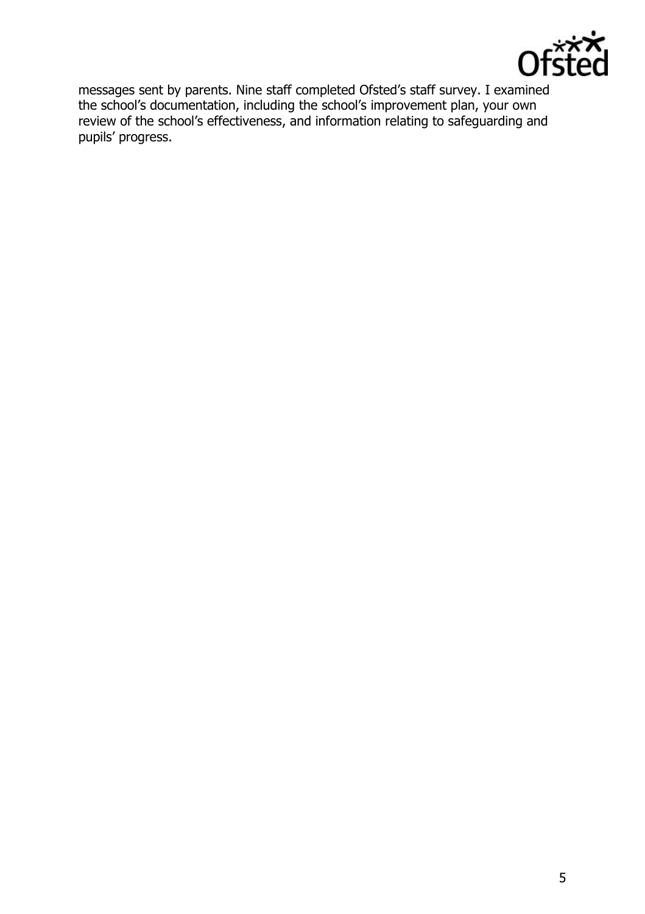messages sent by parents. Nine staff completed Ofsted's staff survey. I examined the school's documentation, including the school's improvement plan, your own review of the school's effectiveness, and information relating to safeguarding and pupils' progress.